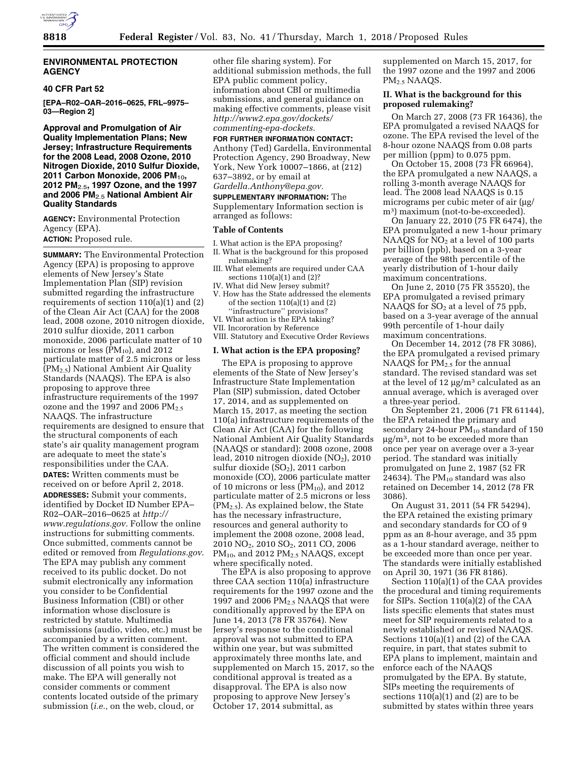## ENVIRONMENTAL PROTECTION AGENCY

### 40 CFR Part 52

**[EPA–R02–OAR–2016–0625, FRL–9975–03—Region 2]**

### Approval and Promulgation of Air Quality Implementation Plans; New Jersey; Infrastructure Requirements for the 2008 Lead, 2008 Ozone, 2010 Nitrogen Dioxide, 2010 Sulfur Dioxide, 2011 Carbon Monoxide, 2006 $PM_{10}$, 2012 $PM_{2.5}$, 1997 Ozone, and the 1997 and 2006 $PM_{2.5}$ National Ambient Air Quality Standards

**AGENCY:** Environmental Protection Agency (EPA).

**ACTION:** Proposed rule.

**SUMMARY:** The Environmental Protection Agency (EPA) is proposing to approve elements of New Jersey's State Implementation Plan (SIP) revision submitted regarding the infrastructure requirements of section 110(a)(1) and (2) of the Clean Air Act (CAA) for the 2008 lead, 2008 ozone, 2010 nitrogen dioxide, 2010 sulfur dioxide, 2011 carbon monoxide, 2006 particulate matter of 10 microns or less ($PM_{10}$), and 2012 particulate matter of 2.5 microns or less ($PM_{2.5}$) National Ambient Air Quality Standards (NAAQS). The EPA is also proposing to approve three infrastructure requirements of the 1997 ozone and the 1997 and 2006 $PM_{2.5}$ NAAQS. The infrastructure requirements are designed to ensure that the structural components of each state's air quality management program are adequate to meet the state's responsibilities under the CAA.

**DATES:** Written comments must be received on or before April 2, 2018.

**ADDRESSES:** Submit your comments, identified by Docket ID Number EPA–R02–OAR–2016–0625 at *http://www.regulations.gov.* Follow the online instructions for submitting comments. Once submitted, comments cannot be edited or removed from *Regulations.gov*. The EPA may publish any comment received to its public docket. Do not submit electronically any information you consider to be Confidential Business Information (CBI) or other information whose disclosure is restricted by statute. Multimedia submissions (audio, video, etc.) must be accompanied by a written comment. The written comment is considered the official comment and should include discussion of all points you wish to make. The EPA will generally not consider comments or comment contents located outside of the primary submission (*i.e.,* on the web, cloud, or other file sharing system). For additional submission methods, the full EPA public comment policy, information about CBI or multimedia submissions, and general guidance on making effective comments, please visit *http://www2.epa.gov/dockets/commenting-epa-dockets.*

**FOR FURTHER INFORMATION CONTACT:** Anthony (Ted) Gardella, Environmental Protection Agency, 290 Broadway, New York, New York 10007–1866, at (212) 637–3892, or by email at *Gardella.Anthony@epa.gov.*

**SUPPLEMENTARY INFORMATION:** The Supplementary Information section is arranged as follows:

#### Table of Contents

I. What action is the EPA proposing?
II. What is the background for this proposed rulemaking?
III. What elements are required under CAA sections 110(a)(1) and (2)?
IV. What did New Jersey submit?
V. How has the State addressed the elements of the section 110(a)(1) and (2) "infrastructure" provisions?
VI. What action is the EPA taking?
VII. Incororation by Reference
VIII. Statutory and Executive Order Reviews

#### I. What action is the EPA proposing?

The EPA is proposing to approve elements of the State of New Jersey's Infrastructure State Implementation Plan (SIP) submission, dated October 17, 2014, and as supplemented on March 15, 2017, as meeting the section 110(a) infrastructure requirements of the Clean Air Act (CAA) for the following National Ambient Air Quality Standards (NAAQS or standard): 2008 ozone, 2008 lead, 2010 nitrogen dioxide ($NO_2$), 2010 sulfur dioxide ($SO_2$), 2011 carbon monoxide (CO), 2006 particulate matter of 10 microns or less ($PM_{10}$), and 2012 particulate matter of 2.5 microns or less ($PM_{2.5}$). As explained below, the State has the necessary infrastructure, resources and general authority to implement the 2008 ozone, 2008 lead, 2010 $NO_2$, 2010 $SO_2$, 2011 CO, 2006 $PM_{10}$, and 2012 $PM_{2.5}$ NAAQS, except where specifically noted.

The EPA is also proposing to approve three CAA section 110(a) infrastructure requirements for the 1997 ozone and the 1997 and 2006 $PM_{2.5}$ NAAQS that were conditionally approved by the EPA on June 14, 2013 (78 FR 35764). New Jersey's response to the conditional approval was not submitted to EPA within one year, but was submitted approximately three months late, and supplemented on March 15, 2017, so the conditional approval is treated as a disapproval. The EPA is also now proposing to approve New Jersey's October 17, 2014 submittal, as supplemented on March 15, 2017, for the 1997 ozone and the 1997 and 2006 $PM_{2.5}$ NAAQS.

#### II. What is the background for this proposed rulemaking?

On March 27, 2008 (73 FR 16436), the EPA promulgated a revised NAAQS for ozone. The EPA revised the level of the 8-hour ozone NAAQS from 0.08 parts per million (ppm) to 0.075 ppm.

On October 15, 2008 (73 FR 66964), the EPA promulgated a new NAAQS, a rolling 3-month average NAAQS for lead. The 2008 lead NAAQS is 0.15 micrograms per cubic meter of air (µg/m³) maximum (not-to-be-exceeded).

On January 22, 2010 (75 FR 6474), the EPA promulgated a new 1-hour primary NAAQS for $NO_2$ at a level of 100 parts per billion (ppb), based on a 3-year average of the 98th percentile of the yearly distribution of 1-hour daily maximum concentrations.

On June 2, 2010 (75 FR 35520), the EPA promulgated a revised primary NAAQS for $SO_2$ at a level of 75 ppb, based on a 3-year average of the annual 99th percentile of 1-hour daily maximum concentrations.

On December 14, 2012 (78 FR 3086), the EPA promulgated a revised primary NAAQS for $PM_{2.5}$ for the annual standard. The revised standard was set at the level of 12 µg/m³ calculated as an annual average, which is averaged over a three-year period.

On September 21, 2006 (71 FR 61144), the EPA retained the primary and secondary 24-hour $PM_{10}$ standard of 150 µg/m³, not to be exceeded more than once per year on average over a 3-year period. The standard was initially promulgated on June 2, 1987 (52 FR 24634). The $PM_{10}$ standard was also retained on December 14, 2012 (78 FR 3086).

On August 31, 2011 (54 FR 54294), the EPA retained the existing primary and secondary standards for CO of 9 ppm as an 8-hour average, and 35 ppm as a 1-hour standard average, neither to be exceeded more than once per year. The standards were initially established on April 30, 1971 (36 FR 8186).

Section 110(a)(1) of the CAA provides the procedural and timing requirements for SIPs. Section 110(a)(2) of the CAA lists specific elements that states must meet for SIP requirements related to a newly established or revised NAAQS. Sections 110(a)(1) and (2) of the CAA require, in part, that states submit to EPA plans to implement, maintain and enforce each of the NAAQS promulgated by the EPA. By statute, SIPs meeting the requirements of sections 110(a)(1) and (2) are to be submitted by states within three years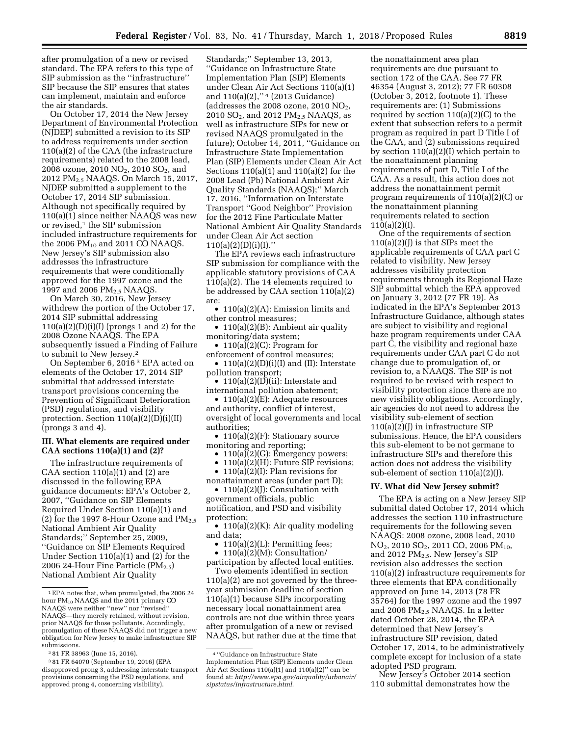after promulgation of a new or revised standard. The EPA refers to this type of SIP submission as the ''infrastructure'' SIP because the SIP ensures that states can implement, maintain and enforce the air standards.

On October 17, 2014 the New Jersey Department of Environmental Protection (NJDEP) submitted a revision to its SIP to address requirements under section 110(a)(2) of the CAA (the infrastructure requirements) related to the 2008 lead, 2008 ozone, 2010 $NO_2$, 2010 $SO_2$, and 2012 $PM_{2.5}$ NAAQS. On March 15, 2017, NJDEP submitted a supplement to the October 17, 2014 SIP submission. Although not specifically required by 110(a)(1) since neither NAAQS was new or revised,[1] the SIP submission included infrastructure requirements for the 2006 $PM_{10}$ and 2011 CO NAAQS. New Jersey's SIP submission also addresses the infrastructure requirements that were conditionally approved for the 1997 ozone and the 1997 and 2006 $PM_{2.5}$ NAAQS.

On March 30, 2016, New Jersey withdrew the portion of the October 17, 2014 SIP submittal addressing 110(a)(2)(D)(i)(I) (prongs 1 and 2) for the 2008 Ozone NAAQS. The EPA subsequently issued a Finding of Failure to submit to New Jersey.[2]

On September 6, 2016[3] EPA acted on elements of the October 17, 2014 SIP submittal that addressed interstate transport provisions concerning the Prevention of Significant Deterioration (PSD) regulations, and visibility protection. Section 110(a)(2)(D)(i)(II) (prongs 3 and 4).

### III. What elements are required under CAA sections 110(a)(1) and (2)?

The infrastructure requirements of CAA section 110(a)(1) and (2) are discussed in the following EPA guidance documents: EPA's October 2, 2007, ''Guidance on SIP Elements Required Under Section 110(a)(1) and (2) for the 1997 8-Hour Ozone and $PM_{2.5}$ National Ambient Air Quality Standards;'' September 25, 2009, ''Guidance on SIP Elements Required Under Section 110(a)(1) and (2) for the 2006 24-Hour Fine Particle ($PM_{2.5}$) National Ambient Air Quality Standards;'' September 13, 2013, ''Guidance on Infrastructure State Implementation Plan (SIP) Elements under Clean Air Act Sections 110(a)(1) and 110(a)(2),''[4] (2013 Guidance) (addresses the 2008 ozone, 2010 $NO_2$, 2010 $SO_2$, and 2012 $PM_{2.5}$ NAAQS, as well as infrastructure SIPs for new or revised NAAQS promulgated in the future); October 14, 2011, ''Guidance on Infrastructure State Implementation Plan (SIP) Elements under Clean Air Act Sections 110(a)(1) and 110(a)(2) for the 2008 Lead (Pb) National Ambient Air Quality Standards (NAAQS);'' March 17, 2016, ''Information on Interstate Transport ''Good Neighbor'' Provision for the 2012 Fine Particulate Matter National Ambient Air Quality Standards under Clean Air Act section 110(a)(2)(D)(i)(I).''

The EPA reviews each infrastructure SIP submission for compliance with the applicable statutory provisions of CAA 110(a)(2). The 14 elements required to be addressed by CAA section 110(a)(2) are:

- 110(a)(2)(A): Emission limits and other control measures;
- 110(a)(2)(B): Ambient air quality monitoring/data system;
- 110(a)(2)(C): Program for enforcement of control measures;
- 110(a)(2)(D)(i)(I) and (II): Interstate pollution transport;
- 110(a)(2)(D)(ii): Interstate and international pollution abatement;
- 110(a)(2)(E): Adequate resources and authority, conflict of interest, oversight of local governments and local authorities;
- 110(a)(2)(F): Stationary source monitoring and reporting;
- 110(a)(2)(G): Emergency powers;
- 110(a)(2)(H): Future SIP revisions;
- 110(a)(2)(I): Plan revisions for nonattainment areas (under part D);
- 110(a)(2)(J): Consultation with government officials, public notification, and PSD and visibility protection;
- 110(a)(2)(K): Air quality modeling and data;
- 110(a)(2)(L): Permitting fees;
- 110(a)(2)(M): Consultation/participation by affected local entities.

Two elements identified in section 110(a)(2) are not governed by the three-year submission deadline of section 110(a)(1) because SIPs incorporating necessary local nonattainment area controls are not due within three years after promulgation of a new or revised NAAQS, but rather due at the time that the nonattainment area plan requirements are due pursuant to section 172 of the CAA. See 77 FR 46354 (August 3, 2012); 77 FR 60308 (October 3, 2012, footnote 1). These requirements are: (1) Submissions required by section 110(a)(2)(C) to the extent that subsection refers to a permit program as required in part D Title I of the CAA, and (2) submissions required by section 110(a)(2)(I) which pertain to the nonattainment planning requirements of part D, Title I of the CAA. As a result, this action does not address the nonattainment permit program requirements of 110(a)(2)(C) or the nonattainment planning requirements related to section 110(a)(2)(I).

One of the requirements of section 110(a)(2)(J) is that SIPs meet the applicable requirements of CAA part C related to visibility. New Jersey addresses visibility protection requirements through its Regional Haze SIP submittal which the EPA approved on January 3, 2012 (77 FR 19). As indicated in the EPA's September 2013 Infrastructure Guidance, although states are subject to visibility and regional haze program requirements under CAA part C, the visibility and regional haze requirements under CAA part C do not change due to promulgation of, or revision to, a NAAQS. The SIP is not required to be revised with respect to visibility protection since there are no new visibility obligations. Accordingly, air agencies do not need to address the visibility sub-element of section 110(a)(2)(J) in infrastructure SIP submissions. Hence, the EPA considers this sub-element to be not germane to infrastructure SIPs and therefore this action does not address the visibility sub-element of section 110(a)(2)(J).

### IV. What did New Jersey submit?

The EPA is acting on a New Jersey SIP submittal dated October 17, 2014 which addresses the section 110 infrastructure requirements for the following seven NAAQS: 2008 ozone, 2008 lead, 2010 $NO_2$, 2010 $SO_2$, 2011 CO, 2006 $PM_{10}$, and 2012 $PM_{2.5}$. New Jersey's SIP revision also addresses the section 110(a)(2) infrastructure requirements for three elements that EPA conditionally approved on June 14, 2013 (78 FR 35764) for the 1997 ozone and the 1997 and 2006 $PM_{2.5}$ NAAQS. In a letter dated October 28, 2014, the EPA determined that New Jersey's infrastructure SIP revision, dated October 17, 2014, to be administratively complete except for inclusion of a state adopted PSD program.

New Jersey's October 2014 section 110 submittal demonstrates how the

---

[1] EPA notes that, when promulgated, the 2006 24 hour $PM_{10}$ NAAQS and the 2011 primary CO NAAQS were neither ''new'' nor ''revised'' NAAQS—they merely retained, without revision, prior NAAQS for those pollutants. Accordingly, promulgation of these NAAQS did not trigger a new obligation for New Jersey to make infrastructure SIP submissions.

[2] 81 FR 38963 (June 15, 2016).

[3] 81 FR 64070 (September 19, 2016) (EPA disapproved prong 3, addressing interstate transport provisions concerning the PSD regulations, and approved prong 4, concerning visibility).

[4] ''Guidance on Infrastructure State Implementation Plan (SIP) Elements under Clean Air Act Sections 110(a)(1) and 110(a)(2)'' can be found at: *http://www.epa.gov/airquality/urbanair/sipstatus/infrastructure.html.*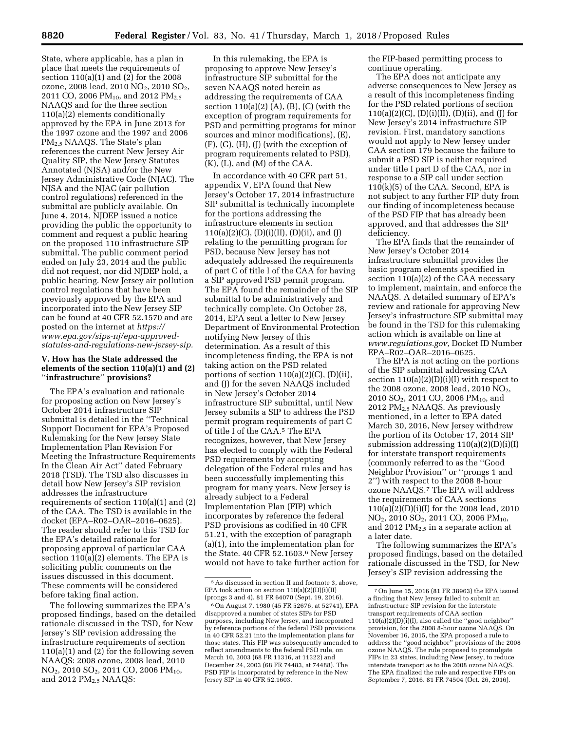State, where applicable, has a plan in place that meets the requirements of section 110(a)(1) and (2) for the 2008 ozone, 2008 lead, 2010 $NO_2$, 2010 $SO_2$, 2011 CO, 2006 $PM_{10}$, and 2012 $PM_{2.5}$ NAAQS and for the three section 110(a)(2) elements conditionally approved by the EPA in June 2013 for the 1997 ozone and the 1997 and 2006 $PM_{2.5}$ NAAQS. The State's plan references the current New Jersey Air Quality SIP, the New Jersey Statutes Annotated (NJSA) and/or the New Jersey Administrative Code (NJAC). The NJSA and the NJAC (air pollution control regulations) referenced in the submittal are publicly available. On June 4, 2014, NJDEP issued a notice providing the public the opportunity to comment and request a public hearing on the proposed 110 infrastructure SIP submittal. The public comment period ended on July 23, 2014 and the public did not request, nor did NJDEP hold, a public hearing. New Jersey air pollution control regulations that have been previously approved by the EPA and incorporated into the New Jersey SIP can be found at 40 CFR 52.1570 and are posted on the internet at *https://www.epa.gov/sips-nj/epa-approved-statutes-and-regulations-new-jersey-sip.*

## V. How has the State addressed the elements of the section 110(a)(1) and (2) ''infrastructure'' provisions?

The EPA's evaluation and rationale for proposing action on New Jersey's October 2014 infrastructure SIP submittal is detailed in the ''Technical Support Document for EPA's Proposed Rulemaking for the New Jersey State Implementation Plan Revision For Meeting the Infrastructure Requirements In the Clean Air Act'' dated February 2018 (TSD). The TSD also discusses in detail how New Jersey's SIP revision addresses the infrastructure requirements of section 110(a)(1) and (2) of the CAA. The TSD is available in the docket (EPA–R02–OAR–2016–0625). The reader should refer to this TSD for the EPA's detailed rationale for proposing approval of particular CAA section 110(a)(2) elements. The EPA is soliciting public comments on the issues discussed in this document. These comments will be considered before taking final action.

The following summarizes the EPA's proposed findings, based on the detailed rationale discussed in the TSD, for New Jersey's SIP revision addressing the infrastructure requirements of section 110(a)(1) and (2) for the following seven NAAQS: 2008 ozone, 2008 lead, 2010 $NO_2$, 2010 $SO_2$, 2011 CO, 2006 $PM_{10}$, and 2012 $PM_{2.5}$ NAAQS:

In this rulemaking, the EPA is proposing to approve New Jersey's infrastructure SIP submittal for the seven NAAQS noted herein as addressing the requirements of CAA section 110(a)(2) (A), (B), (C) (with the exception of program requirements for PSD and permitting programs for minor sources and minor modifications), (E), (F), (G), (H), (J) (with the exception of program requirements related to PSD), (K), (L), and (M) of the CAA.

In accordance with 40 CFR part 51, appendix V, EPA found that New Jersey's October 17, 2014 infrastructure SIP submittal is technically incomplete for the portions addressing the infrastructure elements in section 110(a)(2)(C), (D)(i)(II), (D)(ii), and (J) relating to the permitting program for PSD, because New Jersey has not adequately addressed the requirements of part C of title I of the CAA for having a SIP approved PSD permit program. The EPA found the remainder of the SIP submittal to be administratively and technically complete. On October 28, 2014, EPA sent a letter to New Jersey Department of Environmental Protection notifying New Jersey of this determination. As a result of this incompleteness finding, the EPA is not taking action on the PSD related portions of section 110(a)(2)(C), (D)(ii), and (J) for the seven NAAQS included in New Jersey's October 2014 infrastructure SIP submittal, until New Jersey submits a SIP to address the PSD permit program requirements of part C of title I of the CAA.[5] The EPA recognizes, however, that New Jersey has elected to comply with the Federal PSD requirements by accepting delegation of the Federal rules and has been successfully implementing this program for many years. New Jersey is already subject to a Federal Implementation Plan (FIP) which incorporates by reference the federal PSD provisions as codified in 40 CFR 51.21, with the exception of paragraph (a)(1), into the implementation plan for the State. 40 CFR 52.1603.[6] New Jersey would not have to take further action for the FIP-based permitting process to continue operating.

The EPA does not anticipate any adverse consequences to New Jersey as a result of this incompleteness finding for the PSD related portions of section 110(a)(2)(C), (D)(i)(II), (D)(ii), and (J) for New Jersey's 2014 infrastructure SIP revision. First, mandatory sanctions would not apply to New Jersey under CAA section 179 because the failure to submit a PSD SIP is neither required under title I part D of the CAA, nor in response to a SIP call under section 110(k)(5) of the CAA. Second, EPA is not subject to any further FIP duty from our finding of incompleteness because of the PSD FIP that has already been approved, and that addresses the SIP deficiency.

The EPA finds that the remainder of New Jersey's October 2014 infrastructure submittal provides the basic program elements specified in section 110(a)(2) of the CAA necessary to implement, maintain, and enforce the NAAQS. A detailed summary of EPA's review and rationale for approving New Jersey's infrastructure SIP submittal may be found in the TSD for this rulemaking action which is available on line at *www.regulations.gov,* Docket ID Number EPA–R02–OAR–2016–0625.

The EPA is not acting on the portions of the SIP submittal addressing CAA section 110(a)(2)(D)(i)(I) with respect to the 2008 ozone, 2008 lead, 2010 $NO_2$, 2010 $SO_2$, 2011 CO, 2006 $PM_{10}$, and 2012 $PM_{2.5}$ NAAQS. As previously mentioned, in a letter to EPA dated March 30, 2016, New Jersey withdrew the portion of its October 17, 2014 SIP submission addressing 110(a)(2)(D)(i)(I) for interstate transport requirements (commonly referred to as the ''Good Neighbor Provision'' or ''prongs 1 and 2'') with respect to the 2008 8-hour ozone NAAQS.[7] The EPA will address the requirements of CAA sections 110(a)(2)(D)(i)(I) for the 2008 lead, 2010 $NO_2$, 2010 $SO_2$, 2011 CO, 2006 $PM_{10}$, and 2012 $PM_{2.5}$ in a separate action at a later date.

The following summarizes the EPA's proposed findings, based on the detailed rationale discussed in the TSD, for New Jersey's SIP revision addressing the

---

[5] As discussed in section II and footnote 3, above, EPA took action on section 110(a)(2)(D)(i)(II) (prongs 3 and 4). 81 FR 64070 (Sept. 19, 2016).

[6] On August 7, 1980 (45 FR 52676, at 52741), EPA disapproved a number of states SIPs for PSD purposes, including New Jersey, and incorporated by reference portions of the federal PSD provisions in 40 CFR 52.21 into the implementation plans for those states. This FIP was subsequently amended to reflect amendments to the federal PSD rule, on March 10, 2003 (68 FR 11316, at 11322) and December 24, 2003 (68 FR 74483, at 74488). The PSD FIP is incorporated by reference in the New Jersey SIP in 40 CFR 52.1603.

[7] On June 15, 2016 (81 FR 38963) the EPA issued a finding that New Jersey failed to submit an infrastructure SIP revision for the interstate transport requirements of CAA section 110(a)(2)(D)(i)(I), also called the ''good neighbor'' provision, for the 2008 8-hour ozone NAAQS. On November 16, 2015, the EPA proposed a rule to address the ''good neighbor'' provisions of the 2008 ozone NAAQS. The rule proposed to promulgate FIPs in 23 states, including New Jersey, to reduce interstate transport as to the 2008 ozone NAAQS. The EPA finalized the rule and respective FIPs on September 7, 2016. 81 FR 74504 (Oct. 26, 2016).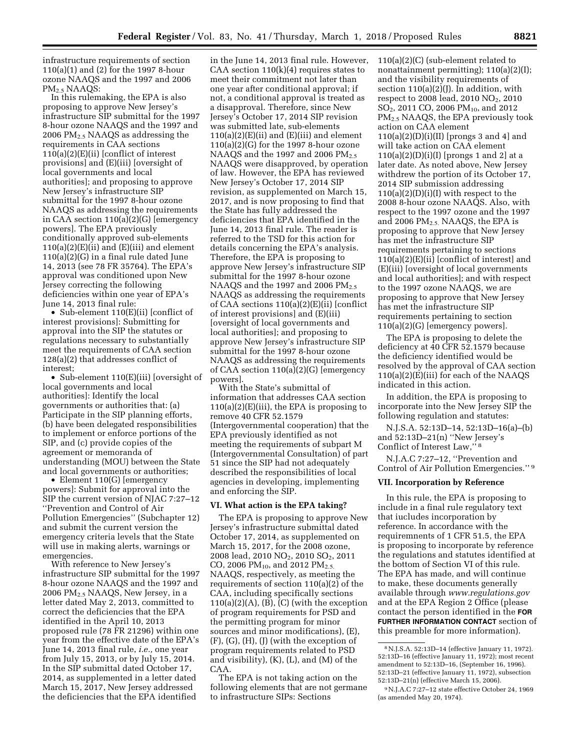infrastructure requirements of section 110(a)(1) and (2) for the 1997 8-hour ozone NAAQS and the 1997 and 2006 $PM_{2.5}$ NAAQS:

In this rulemaking, the EPA is also proposing to approve New Jersey's infrastructure SIP submittal for the 1997 8-hour ozone NAAQS and the 1997 and 2006 $PM_{2.5}$ NAAQS as addressing the requirements in CAA sections 110(a)(2)(E)(ii) [conflict of interest provisions] and (E)(iii) [oversight of local governments and local authorities]; and proposing to approve New Jersey's infrastructure SIP submittal for the 1997 8-hour ozone NAAQS as addressing the requirements in CAA section 110(a)(2)(G) [emergency powers]. The EPA previously conditionally approved sub-elements 110(a)(2)(E)(ii) and (E)(iii) and element 110(a)(2)(G) in a final rule dated June 14, 2013 (see 78 FR 35764). The EPA's approval was conditioned upon New Jersey correcting the following deficiencies within one year of EPA's June 14, 2013 final rule:

- Sub-element 110(E)(ii) [conflict of interest provisions]: Submitting for approval into the SIP the statutes or regulations necessary to substantially meet the requirements of CAA section 128(a)(2) that addresses conflict of interest;
- Sub-element 110(E)(iii) [oversight of local governments and local authorities]: Identify the local governments or authorities that: (a) Participate in the SIP planning efforts, (b) have been delegated responsibilities to implement or enforce portions of the SIP, and (c) provide copies of the agreement or memoranda of understanding (MOU) between the State and local governments or authorities;
- Element 110(G) [emergency powers]: Submit for approval into the SIP the current version of NJAC 7:27–12 ''Prevention and Control of Air Pollution Emergencies'' (Subchapter 12) and submit the current version the emergency criteria levels that the State will use in making alerts, warnings or emergencies.

With reference to New Jersey's infrastructure SIP submittal for the 1997 8-hour ozone NAAQS and the 1997 and 2006 $PM_{2.5}$ NAAQS, New Jersey, in a letter dated May 2, 2013, committed to correct the deficiencies that the EPA identified in the April 10, 2013 proposed rule (78 FR 21296) within one year from the effective date of the EPA's June 14, 2013 final rule, *i.e.*, one year from July 15, 2013, or by July 15, 2014. In the SIP submittal dated October 17, 2014, as supplemented in a letter dated March 15, 2017, New Jersey addressed the deficiencies that the EPA identified in the June 14, 2013 final rule. However, CAA section 110(k)(4) requires states to meet their commitment not later than one year after conditional approval; if not, a conditional approval is treated as a disapproval. Therefore, since New Jersey's October 17, 2014 SIP revision was submitted late, sub-elements 110(a)(2)(E)(ii) and (E)(iii) and element 110(a)(2)(G) for the 1997 8-hour ozone NAAQS and the 1997 and 2006 $PM_{2.5}$ NAAQS were disapproved, by operation of law. However, the EPA has reviewed New Jersey's October 17, 2014 SIP revision, as supplemented on March 15, 2017, and is now proposing to find that the State has fully addressed the deficiencies that EPA identified in the June 14, 2013 final rule. The reader is referred to the TSD for this action for details concerning the EPA's analysis. Therefore, the EPA is proposing to approve New Jersey's infrastructure SIP submittal for the 1997 8-hour ozone NAAQS and the 1997 and 2006 $PM_{2.5}$ NAAQS as addressing the requirements of CAA sections 110(a)(2)(E)(ii) [conflict of interest provisions] and (E)(iii) [oversight of local governments and local authorities]; and proposing to approve New Jersey's infrastructure SIP submittal for the 1997 8-hour ozone NAAQS as addressing the requirements of CAA section 110(a)(2)(G) [emergency powers].

With the State's submittal of information that addresses CAA section 110(a)(2)(E)(iii), the EPA is proposing to remove 40 CFR 52.1579 (Intergovernmental cooperation) that the EPA previously identified as not meeting the requirements of subpart M (Intergovernmental Consultation) of part 51 since the SIP had not adequately described the responsibilities of local agencies in developing, implementing and enforcing the SIP.

## VI. What action is the EPA taking?

The EPA is proposing to approve New Jersey's infrastructure submittal dated October 17, 2014, as supplemented on March 15, 2017, for the 2008 ozone, 2008 lead, 2010 $NO_2$, 2010 $SO_2$, 2011 CO, 2006 $PM_{10}$, and 2012 $PM_{2.5}$ NAAQS, respectively, as meeting the requirements of section 110(a)(2) of the CAA, including specifically sections 110(a)(2)(A), (B), (C) (with the exception of program requirements for PSD and the permitting program for minor sources and minor modifications), (E), (F), (G), (H), (J) (with the exception of program requirements related to PSD and visibility), (K), (L), and (M) of the CAA.

The EPA is not taking action on the following elements that are not germane to infrastructure SIPs: Sections 110(a)(2)(C) (sub-element related to nonattainment permitting); 110(a)(2)(I); and the visibility requirements of section 110(a)(2)(J). In addition, with respect to 2008 lead, 2010 $NO_2$, 2010 $SO_2$, 2011 CO, 2006 $PM_{10}$, and 2012 $PM_{2.5}$ NAAQS, the EPA previously took action on CAA element 110(a)(2)(D)(i)(II) [prongs 3 and 4] and will take action on CAA element 110(a)(2)(D)(i)(I) [prongs 1 and 2] at a later date. As noted above, New Jersey withdrew the portion of its October 17, 2014 SIP submission addressing 110(a)(2)(D)(i)(I) with respect to the 2008 8-hour ozone NAAQS. Also, with respect to the 1997 ozone and the 1997 and 2006 $PM_{2.5}$ NAAQS, the EPA is proposing to approve that New Jersey has met the infrastructure SIP requirements pertaining to sections 110(a)(2)(E)(ii) [conflict of interest] and (E)(iii) [oversight of local governments and local authorities]; and with respect to the 1997 ozone NAAQS, we are proposing to approve that New Jersey has met the infrastructure SIP requirements pertaining to section 110(a)(2)(G) [emergency powers].

The EPA is proposing to delete the deficiency at 40 CFR 52.1579 because the deficiency identified would be resolved by the approval of CAA section 110(a)(2)(E)(iii) for each of the NAAQS indicated in this action.

In addition, the EPA is proposing to incorporate into the New Jersey SIP the following regulation and statutes:

N.J.S.A. 52:13D–14, 52:13D–16(a)–(b) and 52:13D–21(n) ''New Jersey's Conflict of Interest Law,'' [8]

N.J.A.C 7:27–12, ''Prevention and Control of Air Pollution Emergencies.'' [9]

## VII. Incorporation by Reference

In this rule, the EPA is proposing to include in a final rule regulatory text that iucludes incorporation by reference. In accordance with the requiremnents of 1 CFR 51.5, the EPA is proposing to incorporate by reference the regulations and statutes identified at the bottom of Section VI of this rule. The EPA has made, and will continue to make, these documents generally available through *www.regulations.gov* and at the EPA Region 2 Office (please contact the person identified in the **FOR FURTHER INFORMATION CONTACT** section of this preamble for more information).

---

[8] N.J.S.A. 52:13D–14 (effective January 11, 1972). 52:13D–16 (effective January 11, 1972); most recent amendment to 52:13D–16, (September 16, 1996). 52:13D–21 (effective January 11, 1972), subsection 52:13D–21(n) (effective March 15, 2006).

[9] N.J.A.C 7:27–12 state effective October 24, 1969 (as amended May 20, 1974).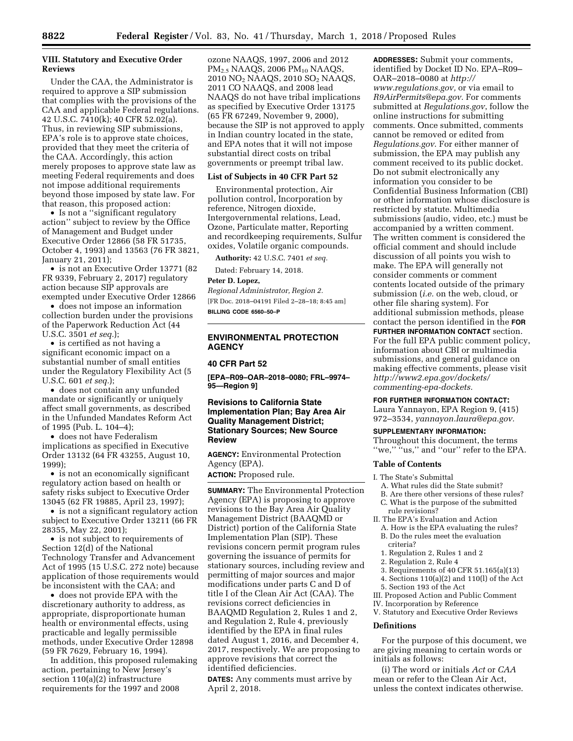## VIII. Statutory and Executive Order Reviews

Under the CAA, the Administrator is required to approve a SIP submission that complies with the provisions of the CAA and applicable Federal regulations. 42 U.S.C. 7410(k); 40 CFR 52.02(a). Thus, in reviewing SIP submissions, EPA's role is to approve state choices, provided that they meet the criteria of the CAA. Accordingly, this action merely proposes to approve state law as meeting Federal requirements and does not impose additional requirements beyond those imposed by state law. For that reason, this proposed action:

- Is not a ''significant regulatory action'' subject to review by the Office of Management and Budget under Executive Order 12866 (58 FR 51735, October 4, 1993) and 13563 (76 FR 3821, January 21, 2011);
- is not an Executive Order 13771 (82 FR 9339, February 2, 2017) regulatory action because SIP approvals are exempted under Executive Order 12866
- does not impose an information collection burden under the provisions of the Paperwork Reduction Act (44 U.S.C. 3501 *et seq.*);
- is certified as not having a significant economic impact on a substantial number of small entities under the Regulatory Flexibility Act (5 U.S.C. 601 *et seq.*);
- does not contain any unfunded mandate or significantly or uniquely affect small governments, as described in the Unfunded Mandates Reform Act of 1995 (Pub. L. 104–4);
- does not have Federalism implications as specified in Executive Order 13132 (64 FR 43255, August 10, 1999);
- is not an economically significant regulatory action based on health or safety risks subject to Executive Order 13045 (62 FR 19885, April 23, 1997);
- is not a significant regulatory action subject to Executive Order 13211 (66 FR 28355, May 22, 2001);
- is not subject to requirements of Section 12(d) of the National Technology Transfer and Advancement Act of 1995 (15 U.S.C. 272 note) because application of those requirements would be inconsistent with the CAA; and
- does not provide EPA with the discretionary authority to address, as appropriate, disproportionate human health or environmental effects, using practicable and legally permissible methods, under Executive Order 12898 (59 FR 7629, February 16, 1994).

In addition, this proposed rulemaking action, pertaining to New Jersey's section 110(a)(2) infrastructure requirements for the 1997 and 2008 ozone NAAQS, 1997, 2006 and 2012 $PM_{2.5}$ NAAQS, 2006 $PM_{10}$ NAAQS, 2010 $NO_2$ NAAQS, 2010 $SO_2$ NAAQS, 2011 CO NAAQS, and 2008 lead NAAQS do not have tribal implications as specified by Executive Order 13175 (65 FR 67249, November 9, 2000), because the SIP is not approved to apply in Indian country located in the state, and EPA notes that it will not impose substantial direct costs on tribal governments or preempt tribal law.

### List of Subjects in 40 CFR Part 52

Environmental protection, Air pollution control, Incorporation by reference, Nitrogen dioxide, Intergovernmental relations, Lead, Ozone, Particulate matter, Reporting and recordkeeping requirements, Sulfur oxides, Volatile organic compounds.

**Authority:** 42 U.S.C. 7401 *et seq.*

Dated: February 14, 2018.

**Peter D. Lopez,**

*Regional Administrator, Region 2.*

[FR Doc. 2018–04191 Filed 2–28–18; 8:45 am]

**BILLING CODE 6560–50–P**

---

## ENVIRONMENTAL PROTECTION AGENCY

### 40 CFR Part 52

**[EPA–R09–OAR–2018–0080; FRL–9974–95—Region 9]**

### Revisions to California State Implementation Plan; Bay Area Air Quality Management District; Stationary Sources; New Source Review

**AGENCY:** Environmental Protection Agency (EPA).

**ACTION:** Proposed rule.

**SUMMARY:** The Environmental Protection Agency (EPA) is proposing to approve revisions to the Bay Area Air Quality Management District (BAAQMD or District) portion of the California State Implementation Plan (SIP). These revisions concern permit program rules governing the issuance of permits for stationary sources, including review and permitting of major sources and major modifications under parts C and D of title I of the Clean Air Act (CAA). The revisions correct deficiencies in BAAQMD Regulation 2, Rules 1 and 2, and Regulation 2, Rule 4, previously identified by the EPA in final rules dated August 1, 2016, and December 4, 2017, respectively. We are proposing to approve revisions that correct the identified deficiencies.

**DATES:** Any comments must arrive by April 2, 2018.

**ADDRESSES:** Submit your comments, identified by Docket ID No. EPA–R09–OAR–2018–0080 at *http://www.regulations.gov,* or via email to *R9AirPermits@epa.gov.* For comments submitted at *Regulations.gov*, follow the online instructions for submitting comments. Once submitted, comments cannot be removed or edited from *Regulations.gov*. For either manner of submission, the EPA may publish any comment received to its public docket. Do not submit electronically any information you consider to be Confidential Business Information (CBI) or other information whose disclosure is restricted by statute. Multimedia submissions (audio, video, etc.) must be accompanied by a written comment. The written comment is considered the official comment and should include discussion of all points you wish to make. The EPA will generally not consider comments or comment contents located outside of the primary submission (*i.e.* on the web, cloud, or other file sharing system). For additional submission methods, please contact the person identified in the **FOR FURTHER INFORMATION CONTACT** section. For the full EPA public comment policy, information about CBI or multimedia submissions, and general guidance on making effective comments, please visit *http://www2.epa.gov/dockets/commenting-epa-dockets.*

**FOR FURTHER INFORMATION CONTACT:** Laura Yannayon, EPA Region 9, (415) 972–3534, *yannayon.laura@epa.gov.*

**SUPPLEMENTARY INFORMATION:** Throughout this document, the terms ''we,'' ''us,'' and ''our'' refer to the EPA.

### Table of Contents

- I. The State's Submittal
  - A. What rules did the State submit?
  - B. Are there other versions of these rules?
  - C. What is the purpose of the submitted rule revisions?
- II. The EPA's Evaluation and Action
  - A. How is the EPA evaluating the rules?
  - B. Do the rules meet the evaluation criteria?
  - 1. Regulation 2, Rules 1 and 2
  - 2. Regulation 2, Rule 4
  - 3. Requirements of 40 CFR 51.165(a)(13)
  - 4. Sections 110(a)(2) and 110(l) of the Act
  - 5. Section 193 of the Act
- III. Proposed Action and Public Comment
- IV. Incorporation by Reference
- V. Statutory and Executive Order Reviews

### Definitions

For the purpose of this document, we are giving meaning to certain words or initials as follows:

(i) The word or initials *Act* or *CAA* mean or refer to the Clean Air Act, unless the context indicates otherwise.